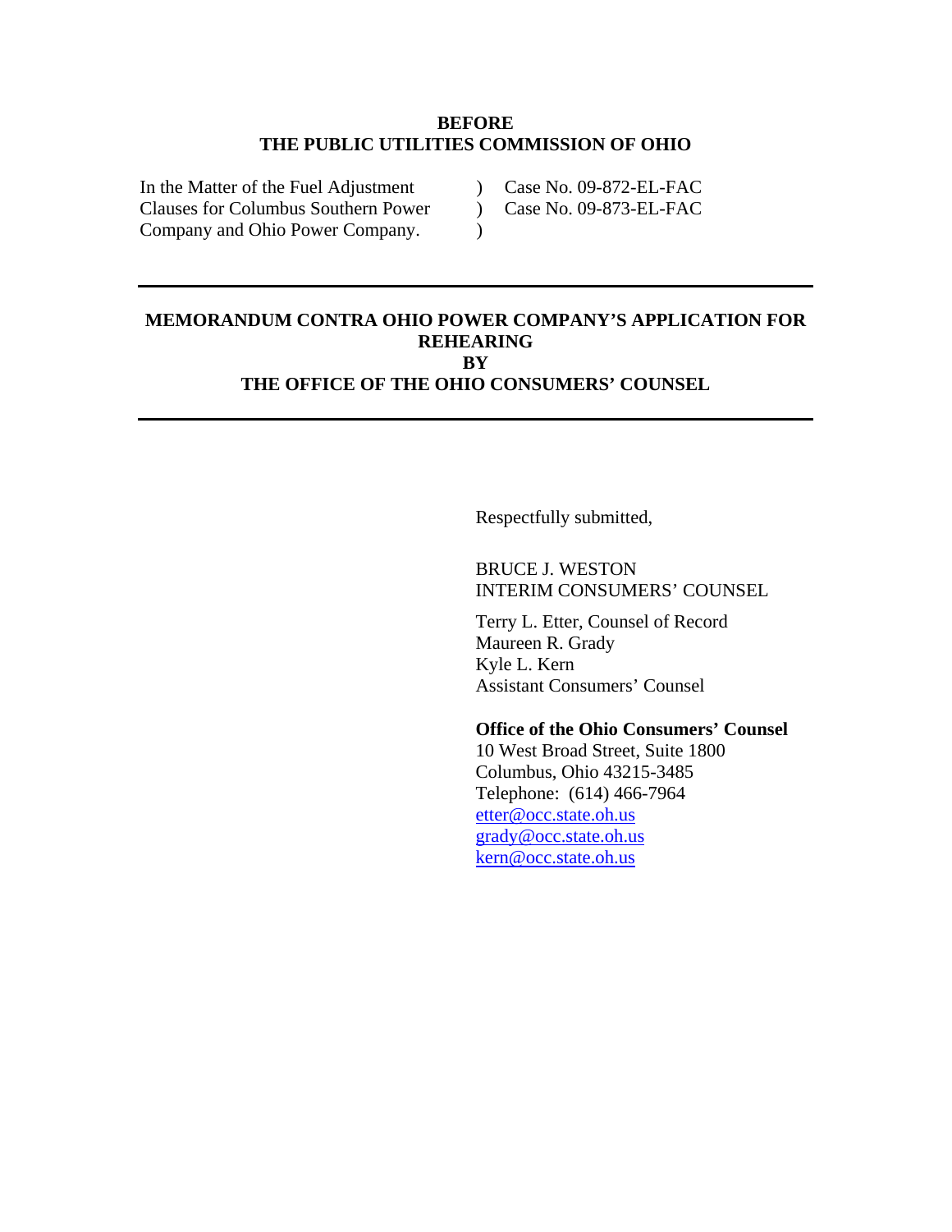**BEFORE**
**THE PUBLIC UTILITIES COMMISSION OF OHIO**

| | | |
|---|---|---|
| In the Matter of the Fuel Adjustment | ) | Case No. 09-872-EL-FAC |
| Clauses for Columbus Southern Power | ) | Case No. 09-873-EL-FAC |
| Company and Ohio Power Company. | ) | |

---

# MEMORANDUM CONTRA OHIO POWER COMPANY'S APPLICATION FOR REHEARING BY THE OFFICE OF THE OHIO CONSUMERS' COUNSEL

---

Respectfully submitted,

BRUCE J. WESTON
INTERIM CONSUMERS' COUNSEL

Terry L. Etter, Counsel of Record
Maureen R. Grady
Kyle L. Kern
Assistant Consumers' Counsel

**Office of the Ohio Consumers' Counsel**
10 West Broad Street, Suite 1800
Columbus, Ohio 43215-3485
Telephone: (614) 466-7964
etter@occ.state.oh.us
grady@occ.state.oh.us
kern@occ.state.oh.us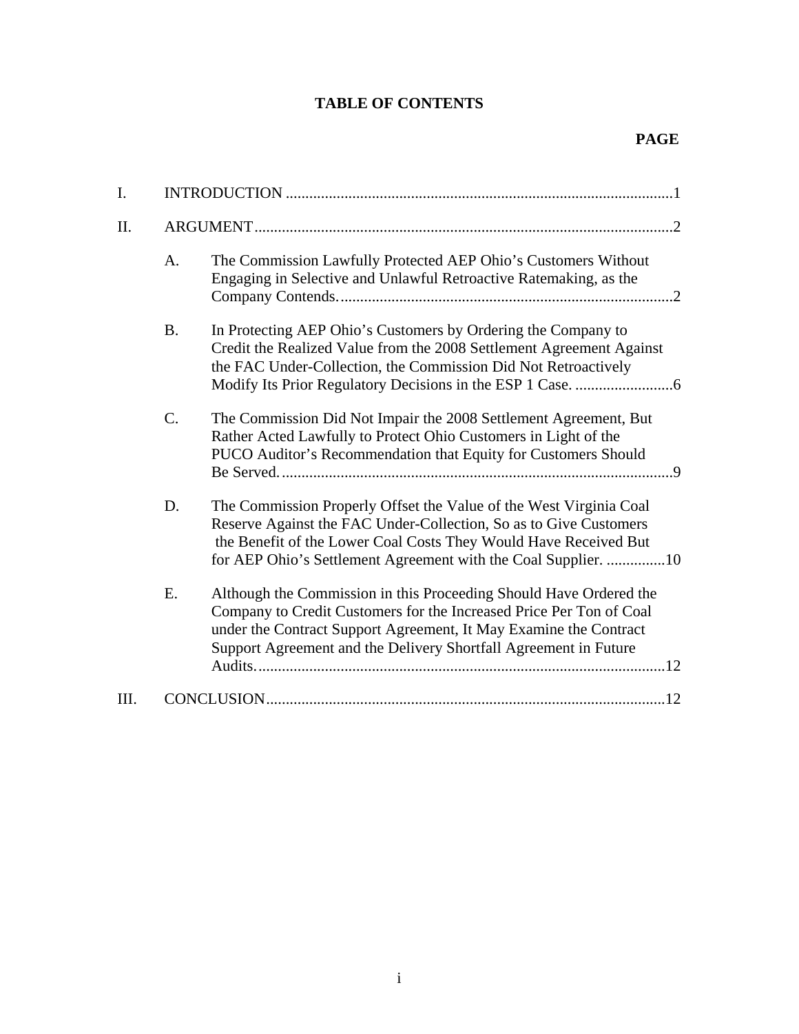# TABLE OF CONTENTS

**PAGE**

I. INTRODUCTION ....................................................................................................1

II. ARGUMENT...........................................................................................................2

A. The Commission Lawfully Protected AEP Ohio's Customers Without Engaging in Selective and Unlawful Retroactive Ratemaking, as the Company Contends. .....................................................................................2

B. In Protecting AEP Ohio's Customers by Ordering the Company to Credit the Realized Value from the 2008 Settlement Agreement Against the FAC Under-Collection, the Commission Did Not Retroactively Modify Its Prior Regulatory Decisions in the ESP 1 Case. .........................6

C. The Commission Did Not Impair the 2008 Settlement Agreement, But Rather Acted Lawfully to Protect Ohio Customers in Light of the PUCO Auditor's Recommendation that Equity for Customers Should Be Served. ....................................................................................................9

D. The Commission Properly Offset the Value of the West Virginia Coal Reserve Against the FAC Under-Collection, So as to Give Customers the Benefit of the Lower Coal Costs They Would Have Received But for AEP Ohio's Settlement Agreement with the Coal Supplier. ...............10

E. Although the Commission in this Proceeding Should Have Ordered the Company to Credit Customers for the Increased Price Per Ton of Coal under the Contract Support Agreement, It May Examine the Contract Support Agreement and the Delivery Shortfall Agreement in Future Audits. .........................................................................................................12

III. CONCLUSION......................................................................................................12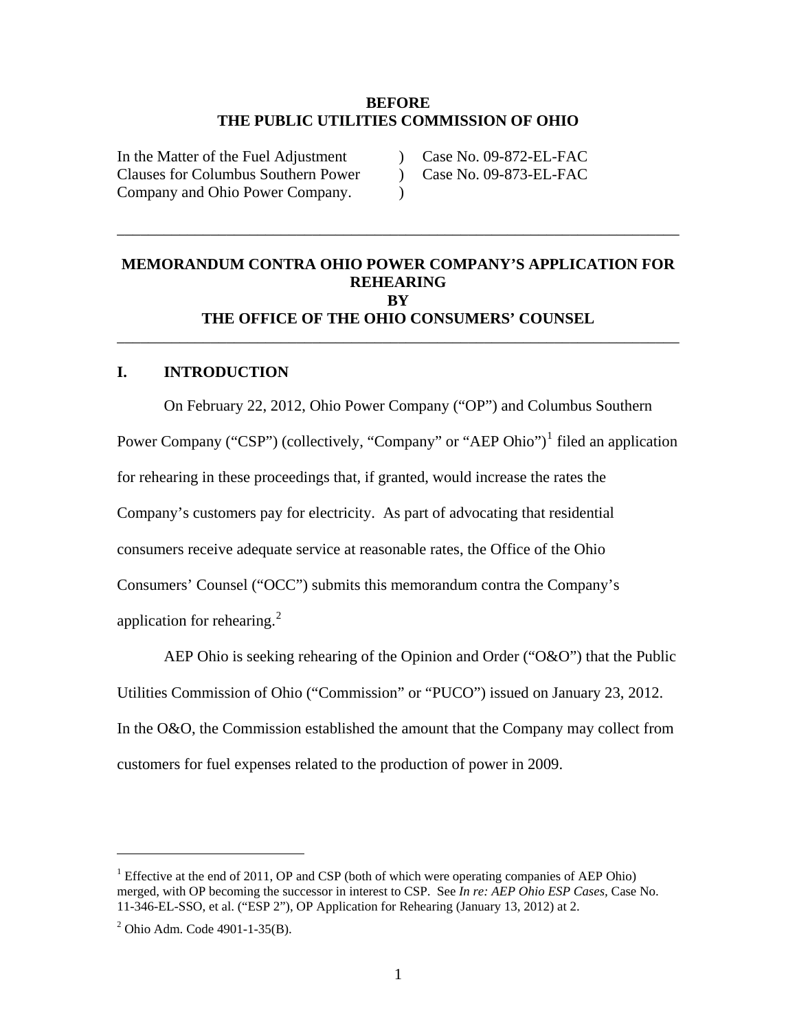**BEFORE**
**THE PUBLIC UTILITIES COMMISSION OF OHIO**

| | | |
|---|---|---|
| In the Matter of the Fuel Adjustment | ) | Case No. 09-872-EL-FAC |
| Clauses for Columbus Southern Power | ) | Case No. 09-873-EL-FAC |
| Company and Ohio Power Company. | ) | |

---

**MEMORANDUM CONTRA OHIO POWER COMPANY'S APPLICATION FOR REHEARING**
**BY**
**THE OFFICE OF THE OHIO CONSUMERS' COUNSEL**

---

## I. INTRODUCTION

On February 22, 2012, Ohio Power Company ("OP") and Columbus Southern Power Company ("CSP") (collectively, "Company" or "AEP Ohio")[1] filed an application for rehearing in these proceedings that, if granted, would increase the rates the Company's customers pay for electricity. As part of advocating that residential consumers receive adequate service at reasonable rates, the Office of the Ohio Consumers' Counsel ("OCC") submits this memorandum contra the Company's application for rehearing.[2]

AEP Ohio is seeking rehearing of the Opinion and Order ("O&O") that the Public Utilities Commission of Ohio ("Commission" or "PUCO") issued on January 23, 2012. In the O&O, the Commission established the amount that the Company may collect from customers for fuel expenses related to the production of power in 2009.

---

[1] Effective at the end of 2011, OP and CSP (both of which were operating companies of AEP Ohio) merged, with OP becoming the successor in interest to CSP. See *In re: AEP Ohio ESP Cases*, Case No. 11-346-EL-SSO, et al. ("ESP 2"), OP Application for Rehearing (January 13, 2012) at 2.

[2] Ohio Adm. Code 4901-1-35(B).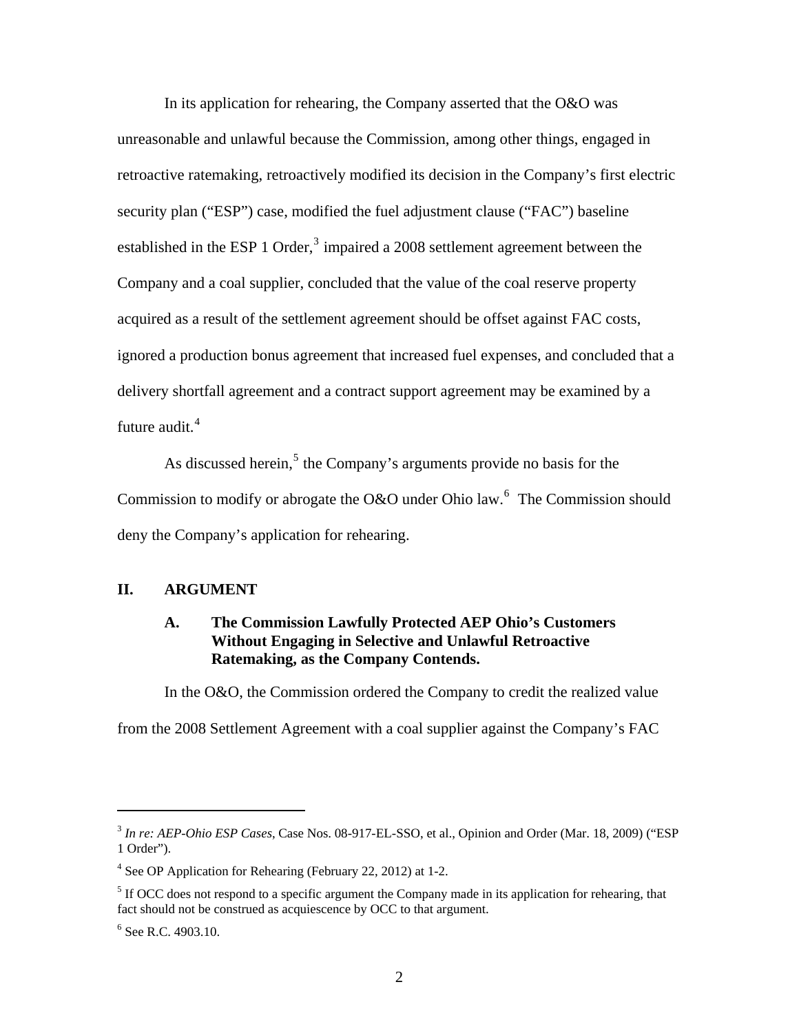In its application for rehearing, the Company asserted that the O&O was unreasonable and unlawful because the Commission, among other things, engaged in retroactive ratemaking, retroactively modified its decision in the Company's first electric security plan ("ESP") case, modified the fuel adjustment clause ("FAC") baseline established in the ESP 1 Order,[3] impaired a 2008 settlement agreement between the Company and a coal supplier, concluded that the value of the coal reserve property acquired as a result of the settlement agreement should be offset against FAC costs, ignored a production bonus agreement that increased fuel expenses, and concluded that a delivery shortfall agreement and a contract support agreement may be examined by a future audit.[4]

As discussed herein,[5] the Company's arguments provide no basis for the Commission to modify or abrogate the O&O under Ohio law.[6] The Commission should deny the Company's application for rehearing.

## II. ARGUMENT

### A. The Commission Lawfully Protected AEP Ohio's Customers Without Engaging in Selective and Unlawful Retroactive Ratemaking, as the Company Contends.

In the O&O, the Commission ordered the Company to credit the realized value from the 2008 Settlement Agreement with a coal supplier against the Company's FAC

---

[3] *In re: AEP-Ohio ESP Cases*, Case Nos. 08-917-EL-SSO, et al., Opinion and Order (Mar. 18, 2009) ("ESP 1 Order").

[4] See OP Application for Rehearing (February 22, 2012) at 1-2.

[5] If OCC does not respond to a specific argument the Company made in its application for rehearing, that fact should not be construed as acquiescence by OCC to that argument.

[6] See R.C. 4903.10.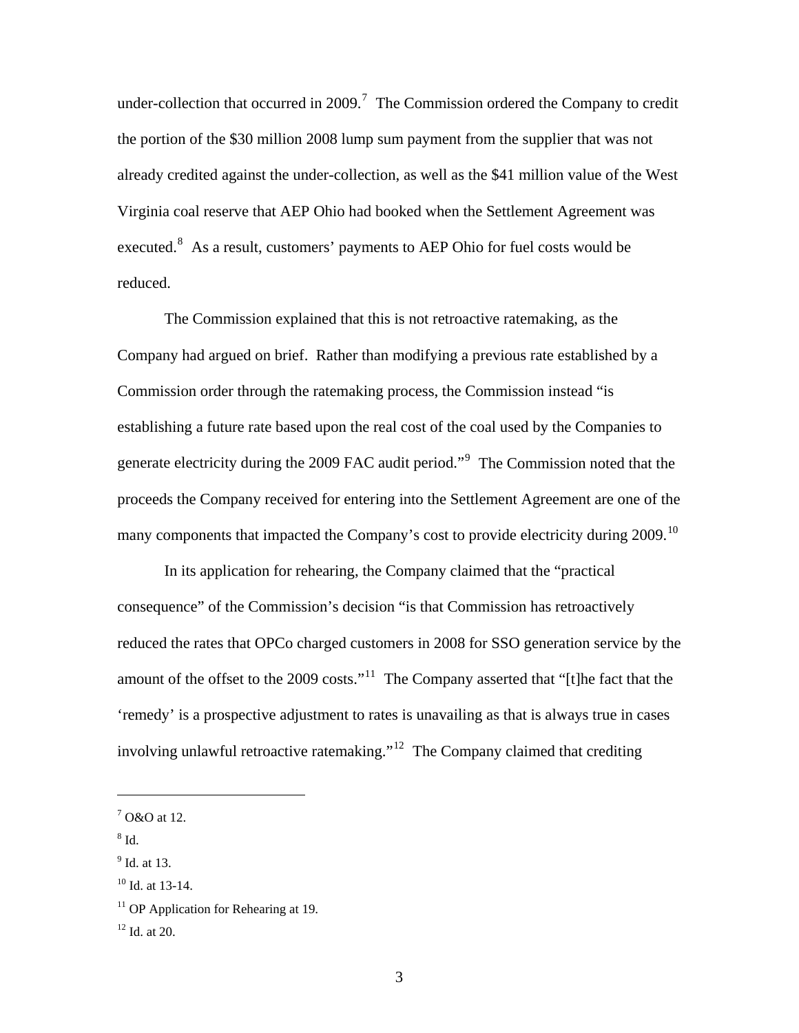under-collection that occurred in 2009.[7] The Commission ordered the Company to credit the portion of the $30 million 2008 lump sum payment from the supplier that was not already credited against the under-collection, as well as the $41 million value of the West Virginia coal reserve that AEP Ohio had booked when the Settlement Agreement was executed.[8] As a result, customers' payments to AEP Ohio for fuel costs would be reduced.

The Commission explained that this is not retroactive ratemaking, as the Company had argued on brief. Rather than modifying a previous rate established by a Commission order through the ratemaking process, the Commission instead "is establishing a future rate based upon the real cost of the coal used by the Companies to generate electricity during the 2009 FAC audit period."[9] The Commission noted that the proceeds the Company received for entering into the Settlement Agreement are one of the many components that impacted the Company's cost to provide electricity during 2009.[10]

In its application for rehearing, the Company claimed that the "practical consequence" of the Commission's decision "is that Commission has retroactively reduced the rates that OPCo charged customers in 2008 for SSO generation service by the amount of the offset to the 2009 costs."[11] The Company asserted that "[t]he fact that the 'remedy' is a prospective adjustment to rates is unavailing as that is always true in cases involving unlawful retroactive ratemaking."[12] The Company claimed that crediting

---

[7] O&O at 12.

[8] Id.

[9] Id. at 13.

[10] Id. at 13-14.

[11] OP Application for Rehearing at 19.

[12] Id. at 20.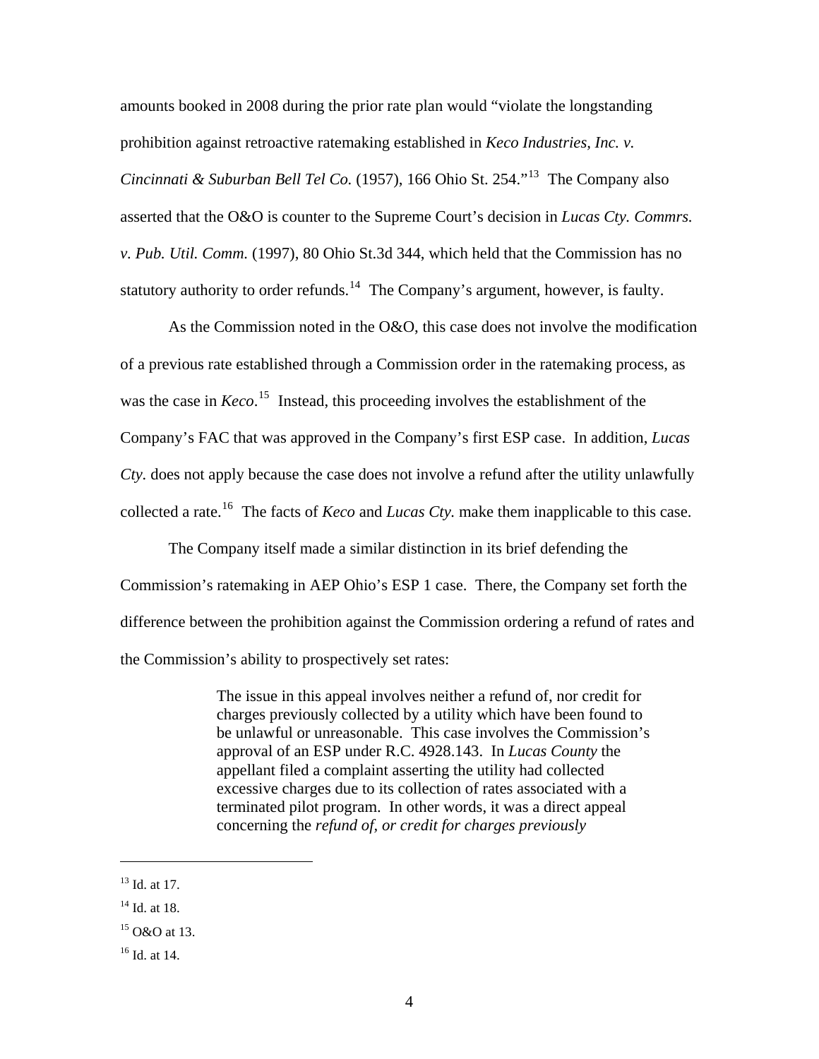amounts booked in 2008 during the prior rate plan would "violate the longstanding prohibition against retroactive ratemaking established in *Keco Industries, Inc. v. Cincinnati & Suburban Bell Tel Co.* (1957), 166 Ohio St. 254."[13] The Company also asserted that the O&O is counter to the Supreme Court's decision in *Lucas Cty. Commrs. v. Pub. Util. Comm.* (1997), 80 Ohio St.3d 344, which held that the Commission has no statutory authority to order refunds.[14] The Company's argument, however, is faulty.

As the Commission noted in the O&O, this case does not involve the modification of a previous rate established through a Commission order in the ratemaking process, as was the case in *Keco*.[15] Instead, this proceeding involves the establishment of the Company's FAC that was approved in the Company's first ESP case. In addition, *Lucas Cty.* does not apply because the case does not involve a refund after the utility unlawfully collected a rate.[16] The facts of *Keco* and *Lucas Cty.* make them inapplicable to this case.

The Company itself made a similar distinction in its brief defending the Commission's ratemaking in AEP Ohio's ESP 1 case. There, the Company set forth the difference between the prohibition against the Commission ordering a refund of rates and the Commission's ability to prospectively set rates:

> The issue in this appeal involves neither a refund of, nor credit for charges previously collected by a utility which have been found to be unlawful or unreasonable. This case involves the Commission's approval of an ESP under R.C. 4928.143. In *Lucas County* the appellant filed a complaint asserting the utility had collected excessive charges due to its collection of rates associated with a terminated pilot program. In other words, it was a direct appeal concerning the *refund of, or credit for charges previously*

---

[13] Id. at 17.

[14] Id. at 18.

[15] O&O at 13.

[16] Id. at 14.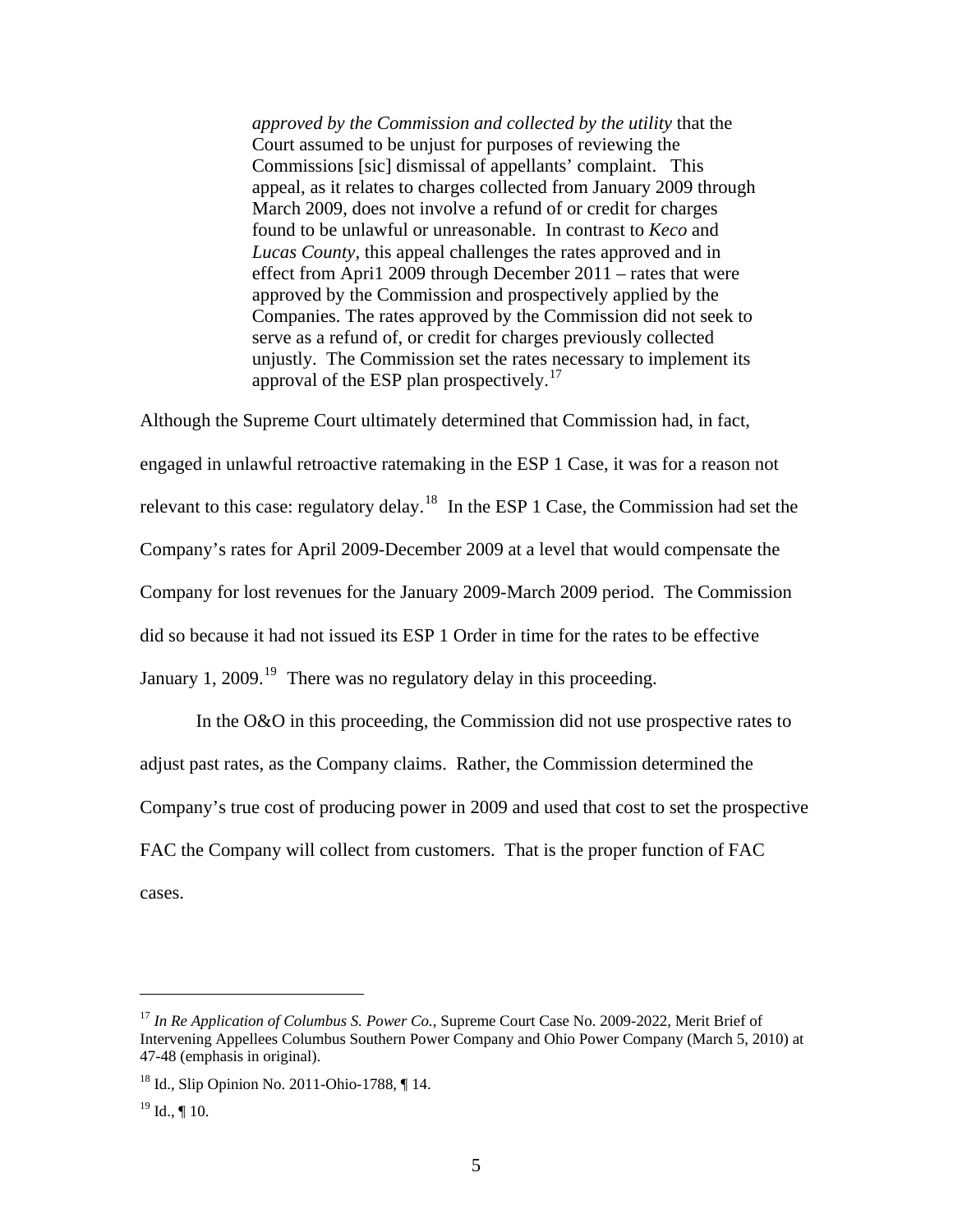> *approved by the Commission and collected by the utility* that the Court assumed to be unjust for purposes of reviewing the Commissions [sic] dismissal of appellants' complaint. This appeal, as it relates to charges collected from January 2009 through March 2009, does not involve a refund of or credit for charges found to be unlawful or unreasonable. In contrast to *Keco* and *Lucas County*, this appeal challenges the rates approved and in effect from Apri1 2009 through December 2011 – rates that were approved by the Commission and prospectively applied by the Companies. The rates approved by the Commission did not seek to serve as a refund of, or credit for charges previously collected unjustly. The Commission set the rates necessary to implement its approval of the ESP plan prospectively.[17]

Although the Supreme Court ultimately determined that Commission had, in fact, engaged in unlawful retroactive ratemaking in the ESP 1 Case, it was for a reason not relevant to this case: regulatory delay.[18] In the ESP 1 Case, the Commission had set the Company's rates for April 2009-December 2009 at a level that would compensate the Company for lost revenues for the January 2009-March 2009 period. The Commission did so because it had not issued its ESP 1 Order in time for the rates to be effective January 1, 2009.[19] There was no regulatory delay in this proceeding.

In the O&O in this proceeding, the Commission did not use prospective rates to adjust past rates, as the Company claims. Rather, the Commission determined the Company's true cost of producing power in 2009 and used that cost to set the prospective FAC the Company will collect from customers. That is the proper function of FAC cases.

---

[17] *In Re Application of Columbus S. Power Co.*, Supreme Court Case No. 2009-2022, Merit Brief of Intervening Appellees Columbus Southern Power Company and Ohio Power Company (March 5, 2010) at 47-48 (emphasis in original).

[18] Id., Slip Opinion No. 2011-Ohio-1788, ¶ 14.

[19] Id., ¶ 10.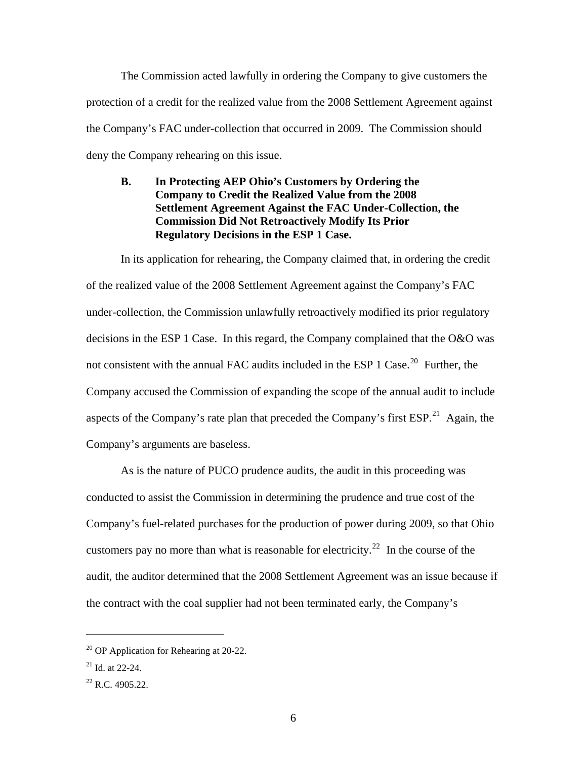The Commission acted lawfully in ordering the Company to give customers the protection of a credit for the realized value from the 2008 Settlement Agreement against the Company's FAC under-collection that occurred in 2009. The Commission should deny the Company rehearing on this issue.

### B. In Protecting AEP Ohio's Customers by Ordering the Company to Credit the Realized Value from the 2008 Settlement Agreement Against the FAC Under-Collection, the Commission Did Not Retroactively Modify Its Prior Regulatory Decisions in the ESP 1 Case.

In its application for rehearing, the Company claimed that, in ordering the credit of the realized value of the 2008 Settlement Agreement against the Company's FAC under-collection, the Commission unlawfully retroactively modified its prior regulatory decisions in the ESP 1 Case. In this regard, the Company complained that the O&O was not consistent with the annual FAC audits included in the ESP 1 Case.[20] Further, the Company accused the Commission of expanding the scope of the annual audit to include aspects of the Company's rate plan that preceded the Company's first ESP.[21] Again, the Company's arguments are baseless.

As is the nature of PUCO prudence audits, the audit in this proceeding was conducted to assist the Commission in determining the prudence and true cost of the Company's fuel-related purchases for the production of power during 2009, so that Ohio customers pay no more than what is reasonable for electricity.[22] In the course of the audit, the auditor determined that the 2008 Settlement Agreement was an issue because if the contract with the coal supplier had not been terminated early, the Company's

---

[20] OP Application for Rehearing at 20-22.

[21] Id. at 22-24.

[22] R.C. 4905.22.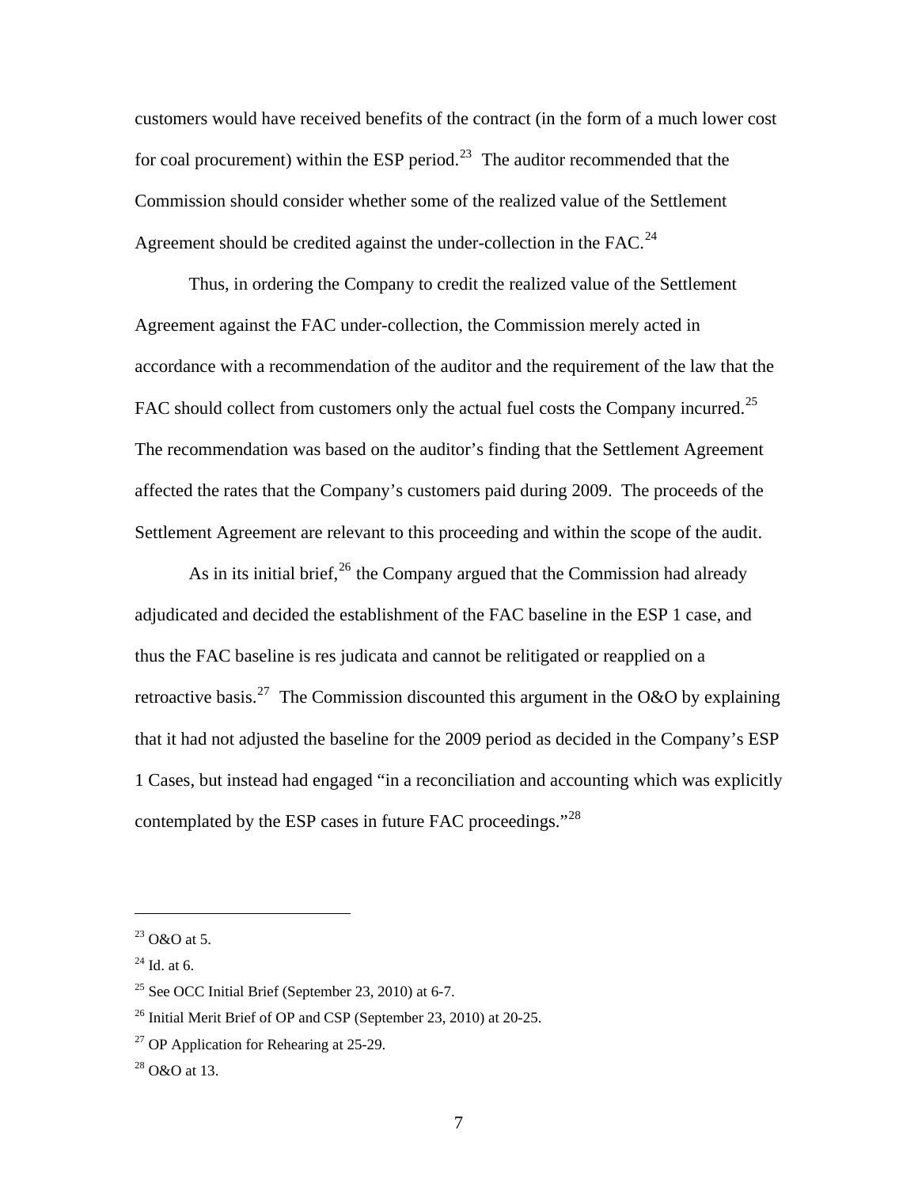customers would have received benefits of the contract (in the form of a much lower cost for coal procurement) within the ESP period.[23] The auditor recommended that the Commission should consider whether some of the realized value of the Settlement Agreement should be credited against the under-collection in the FAC.[24]

Thus, in ordering the Company to credit the realized value of the Settlement Agreement against the FAC under-collection, the Commission merely acted in accordance with a recommendation of the auditor and the requirement of the law that the FAC should collect from customers only the actual fuel costs the Company incurred.[25] The recommendation was based on the auditor's finding that the Settlement Agreement affected the rates that the Company's customers paid during 2009. The proceeds of the Settlement Agreement are relevant to this proceeding and within the scope of the audit.

As in its initial brief,[26] the Company argued that the Commission had already adjudicated and decided the establishment of the FAC baseline in the ESP 1 case, and thus the FAC baseline is res judicata and cannot be relitigated or reapplied on a retroactive basis.[27] The Commission discounted this argument in the O&O by explaining that it had not adjusted the baseline for the 2009 period as decided in the Company's ESP 1 Cases, but instead had engaged "in a reconciliation and accounting which was explicitly contemplated by the ESP cases in future FAC proceedings."[28]

---

[23] O&O at 5.

[24] Id. at 6.

[25] See OCC Initial Brief (September 23, 2010) at 6-7.

[26] Initial Merit Brief of OP and CSP (September 23, 2010) at 20-25.

[27] OP Application for Rehearing at 25-29.

[28] O&O at 13.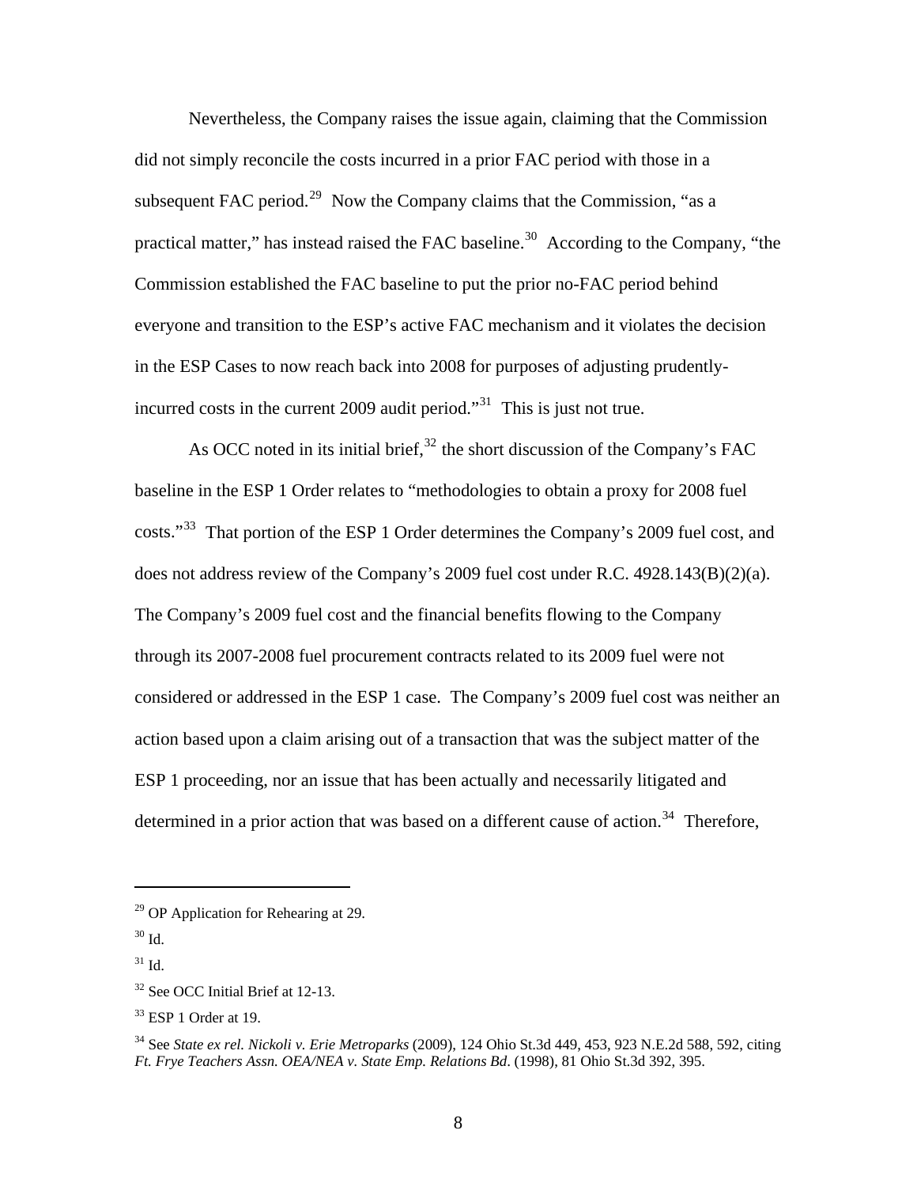Nevertheless, the Company raises the issue again, claiming that the Commission did not simply reconcile the costs incurred in a prior FAC period with those in a subsequent FAC period.[29] Now the Company claims that the Commission, "as a practical matter," has instead raised the FAC baseline.[30] According to the Company, "the Commission established the FAC baseline to put the prior no-FAC period behind everyone and transition to the ESP's active FAC mechanism and it violates the decision in the ESP Cases to now reach back into 2008 for purposes of adjusting prudently-incurred costs in the current 2009 audit period."[31] This is just not true.

As OCC noted in its initial brief,[32] the short discussion of the Company's FAC baseline in the ESP 1 Order relates to "methodologies to obtain a proxy for 2008 fuel costs."[33] That portion of the ESP 1 Order determines the Company's 2009 fuel cost, and does not address review of the Company's 2009 fuel cost under R.C. 4928.143(B)(2)(a). The Company's 2009 fuel cost and the financial benefits flowing to the Company through its 2007-2008 fuel procurement contracts related to its 2009 fuel were not considered or addressed in the ESP 1 case. The Company's 2009 fuel cost was neither an action based upon a claim arising out of a transaction that was the subject matter of the ESP 1 proceeding, nor an issue that has been actually and necessarily litigated and determined in a prior action that was based on a different cause of action.[34] Therefore,

---

[29] OP Application for Rehearing at 29.

[30] Id.

[31] Id.

[32] See OCC Initial Brief at 12-13.

[33] ESP 1 Order at 19.

[34] See *State ex rel. Nickoli v. Erie Metroparks* (2009), 124 Ohio St.3d 449, 453, 923 N.E.2d 588, 592, citing *Ft. Frye Teachers Assn. OEA/NEA v. State Emp. Relations Bd*. (1998), 81 Ohio St.3d 392, 395.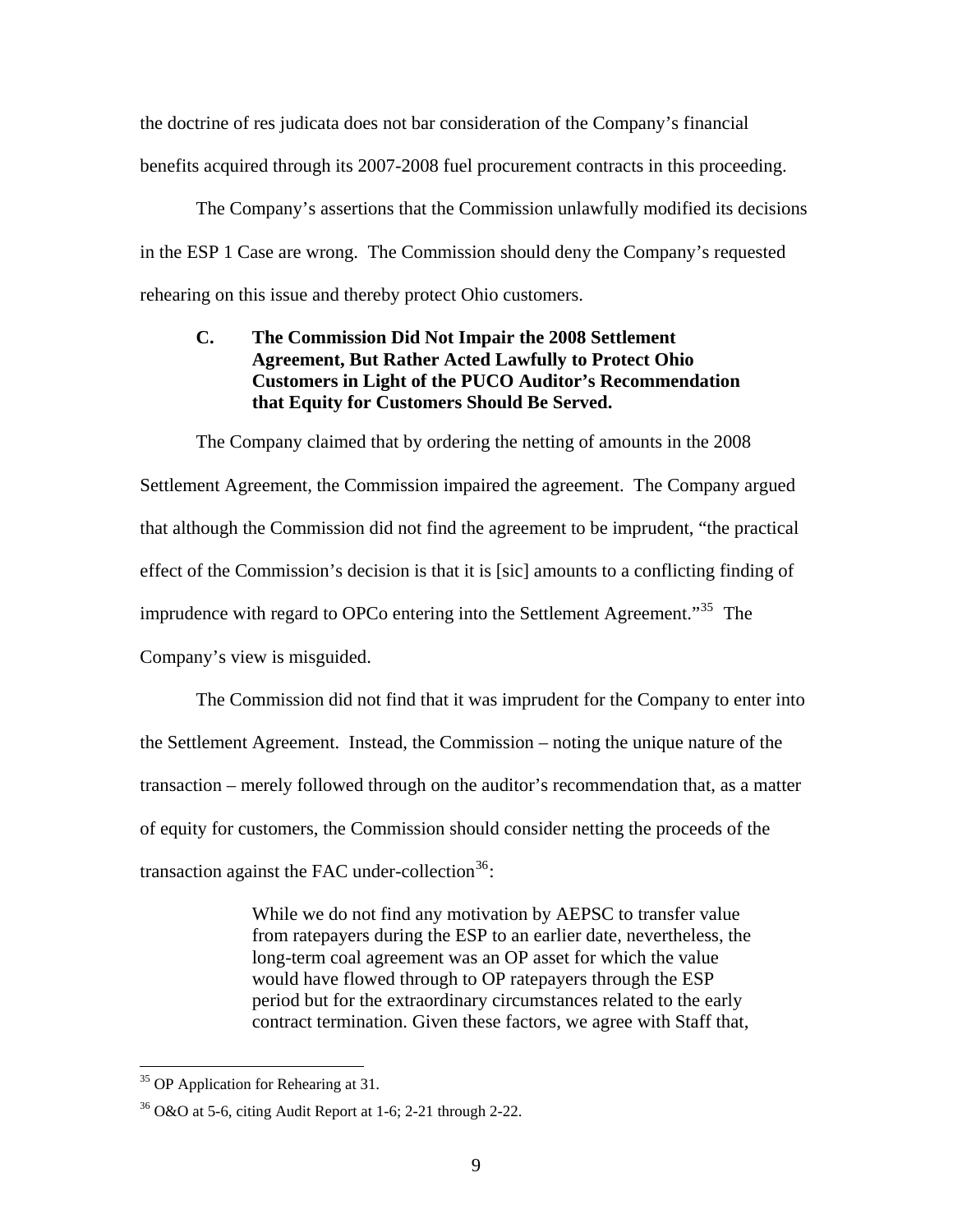the doctrine of res judicata does not bar consideration of the Company's financial benefits acquired through its 2007-2008 fuel procurement contracts in this proceeding.

The Company's assertions that the Commission unlawfully modified its decisions in the ESP 1 Case are wrong. The Commission should deny the Company's requested rehearing on this issue and thereby protect Ohio customers.

### C. The Commission Did Not Impair the 2008 Settlement Agreement, But Rather Acted Lawfully to Protect Ohio Customers in Light of the PUCO Auditor's Recommendation that Equity for Customers Should Be Served.

The Company claimed that by ordering the netting of amounts in the 2008 Settlement Agreement, the Commission impaired the agreement. The Company argued that although the Commission did not find the agreement to be imprudent, "the practical effect of the Commission's decision is that it is [sic] amounts to a conflicting finding of imprudence with regard to OPCo entering into the Settlement Agreement."[35] The Company's view is misguided.

The Commission did not find that it was imprudent for the Company to enter into the Settlement Agreement. Instead, the Commission – noting the unique nature of the transaction – merely followed through on the auditor's recommendation that, as a matter of equity for customers, the Commission should consider netting the proceeds of the transaction against the FAC under-collection[36]:

> While we do not find any motivation by AEPSC to transfer value from ratepayers during the ESP to an earlier date, nevertheless, the long-term coal agreement was an OP asset for which the value would have flowed through to OP ratepayers through the ESP period but for the extraordinary circumstances related to the early contract termination. Given these factors, we agree with Staff that,

---

[35] OP Application for Rehearing at 31.

[36] O&O at 5-6, citing Audit Report at 1-6; 2-21 through 2-22.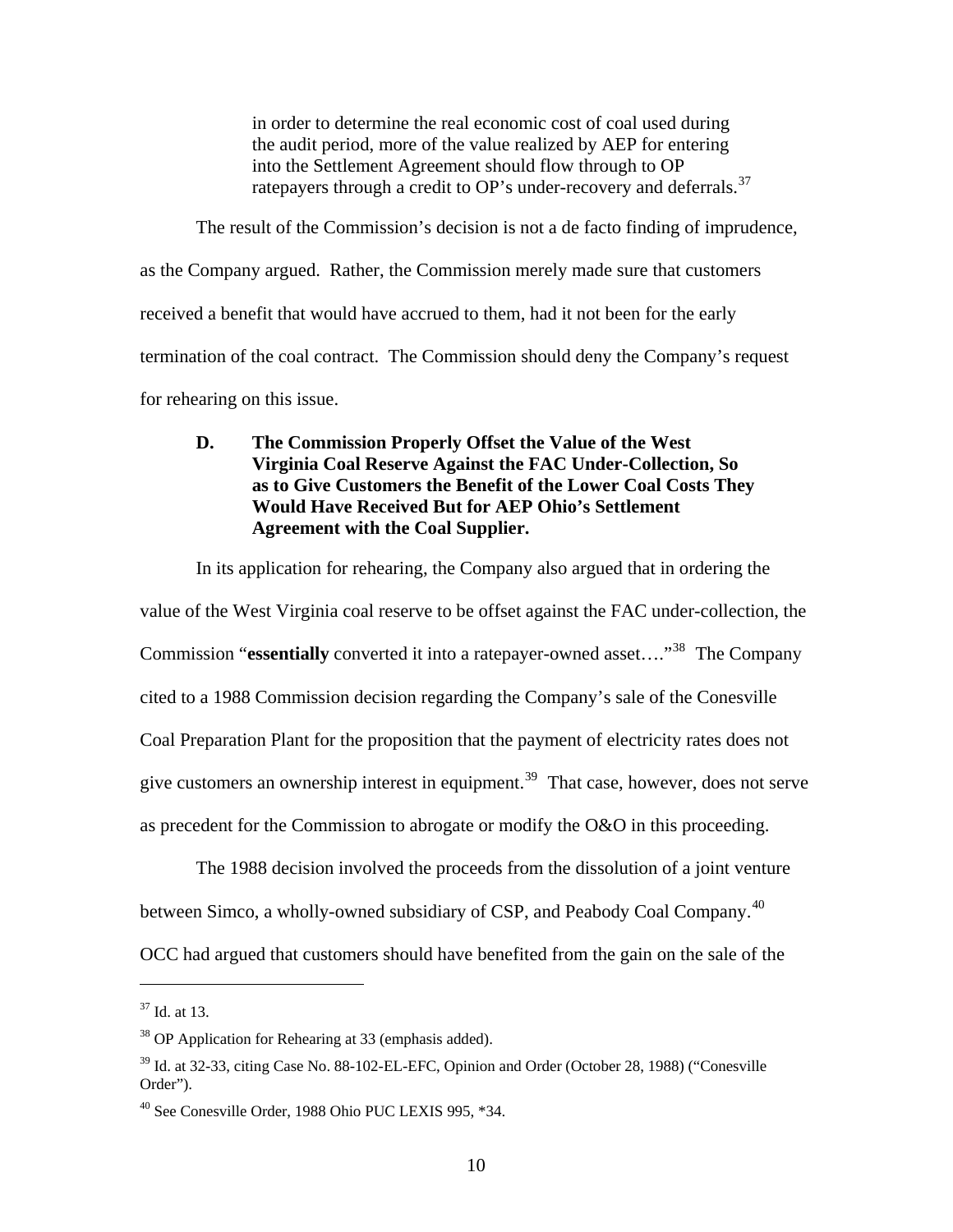> in order to determine the real economic cost of coal used during the audit period, more of the value realized by AEP for entering into the Settlement Agreement should flow through to OP ratepayers through a credit to OP's under-recovery and deferrals.[37]

The result of the Commission's decision is not a de facto finding of imprudence, as the Company argued. Rather, the Commission merely made sure that customers received a benefit that would have accrued to them, had it not been for the early termination of the coal contract. The Commission should deny the Company's request for rehearing on this issue.

### D. The Commission Properly Offset the Value of the West Virginia Coal Reserve Against the FAC Under-Collection, So as to Give Customers the Benefit of the Lower Coal Costs They Would Have Received But for AEP Ohio's Settlement Agreement with the Coal Supplier.

In its application for rehearing, the Company also argued that in ordering the value of the West Virginia coal reserve to be offset against the FAC under-collection, the Commission "**essentially** converted it into a ratepayer-owned asset…."[38] The Company cited to a 1988 Commission decision regarding the Company's sale of the Conesville Coal Preparation Plant for the proposition that the payment of electricity rates does not give customers an ownership interest in equipment.[39] That case, however, does not serve as precedent for the Commission to abrogate or modify the O&O in this proceeding.

The 1988 decision involved the proceeds from the dissolution of a joint venture between Simco, a wholly-owned subsidiary of CSP, and Peabody Coal Company.[40] OCC had argued that customers should have benefited from the gain on the sale of the

---

[37] Id. at 13.

[38] OP Application for Rehearing at 33 (emphasis added).

[39] Id. at 32-33, citing Case No. 88-102-EL-EFC, Opinion and Order (October 28, 1988) ("Conesville Order").

[40] See Conesville Order, 1988 Ohio PUC LEXIS 995, *34.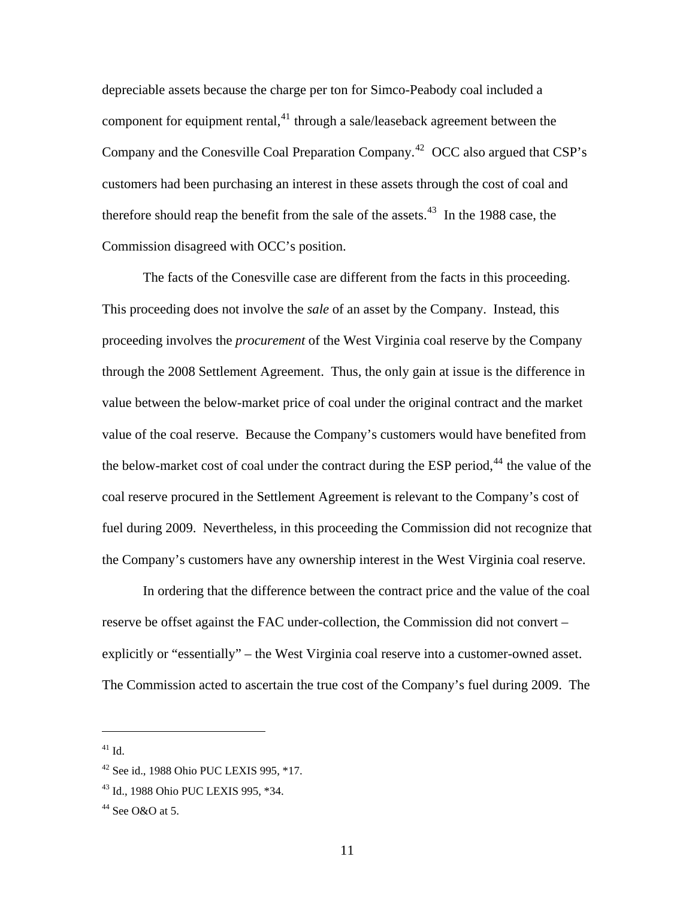depreciable assets because the charge per ton for Simco-Peabody coal included a component for equipment rental,[41] through a sale/leaseback agreement between the Company and the Conesville Coal Preparation Company.[42] OCC also argued that CSP's customers had been purchasing an interest in these assets through the cost of coal and therefore should reap the benefit from the sale of the assets.[43] In the 1988 case, the Commission disagreed with OCC's position.

The facts of the Conesville case are different from the facts in this proceeding. This proceeding does not involve the *sale* of an asset by the Company. Instead, this proceeding involves the *procurement* of the West Virginia coal reserve by the Company through the 2008 Settlement Agreement. Thus, the only gain at issue is the difference in value between the below-market price of coal under the original contract and the market value of the coal reserve. Because the Company's customers would have benefited from the below-market cost of coal under the contract during the ESP period,[44] the value of the coal reserve procured in the Settlement Agreement is relevant to the Company's cost of fuel during 2009. Nevertheless, in this proceeding the Commission did not recognize that the Company's customers have any ownership interest in the West Virginia coal reserve.

In ordering that the difference between the contract price and the value of the coal reserve be offset against the FAC under-collection, the Commission did not convert – explicitly or "essentially" – the West Virginia coal reserve into a customer-owned asset. The Commission acted to ascertain the true cost of the Company's fuel during 2009. The

---

[41] Id.

[42] See id., 1988 Ohio PUC LEXIS 995, *17.

[43] Id., 1988 Ohio PUC LEXIS 995, *34.

[44] See O&O at 5.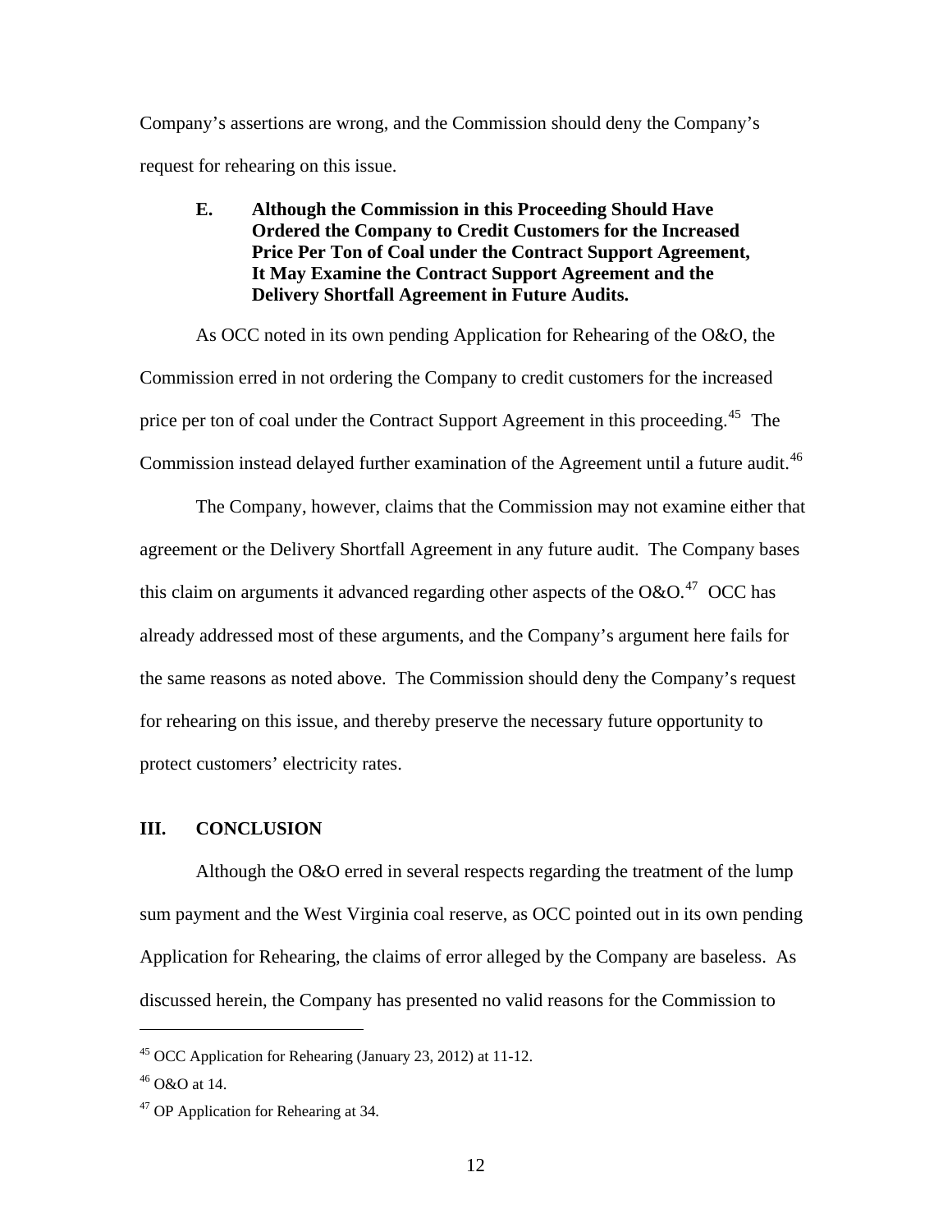Company's assertions are wrong, and the Commission should deny the Company's request for rehearing on this issue.

### E. Although the Commission in this Proceeding Should Have Ordered the Company to Credit Customers for the Increased Price Per Ton of Coal under the Contract Support Agreement, It May Examine the Contract Support Agreement and the Delivery Shortfall Agreement in Future Audits.

As OCC noted in its own pending Application for Rehearing of the O&O, the Commission erred in not ordering the Company to credit customers for the increased price per ton of coal under the Contract Support Agreement in this proceeding.[45] The Commission instead delayed further examination of the Agreement until a future audit.[46]

The Company, however, claims that the Commission may not examine either that agreement or the Delivery Shortfall Agreement in any future audit. The Company bases this claim on arguments it advanced regarding other aspects of the O&O.[47] OCC has already addressed most of these arguments, and the Company's argument here fails for the same reasons as noted above. The Commission should deny the Company's request for rehearing on this issue, and thereby preserve the necessary future opportunity to protect customers' electricity rates.

## III. CONCLUSION

Although the O&O erred in several respects regarding the treatment of the lump sum payment and the West Virginia coal reserve, as OCC pointed out in its own pending Application for Rehearing, the claims of error alleged by the Company are baseless. As discussed herein, the Company has presented no valid reasons for the Commission to

---

[45] OCC Application for Rehearing (January 23, 2012) at 11-12.

[46] O&O at 14.

[47] OP Application for Rehearing at 34.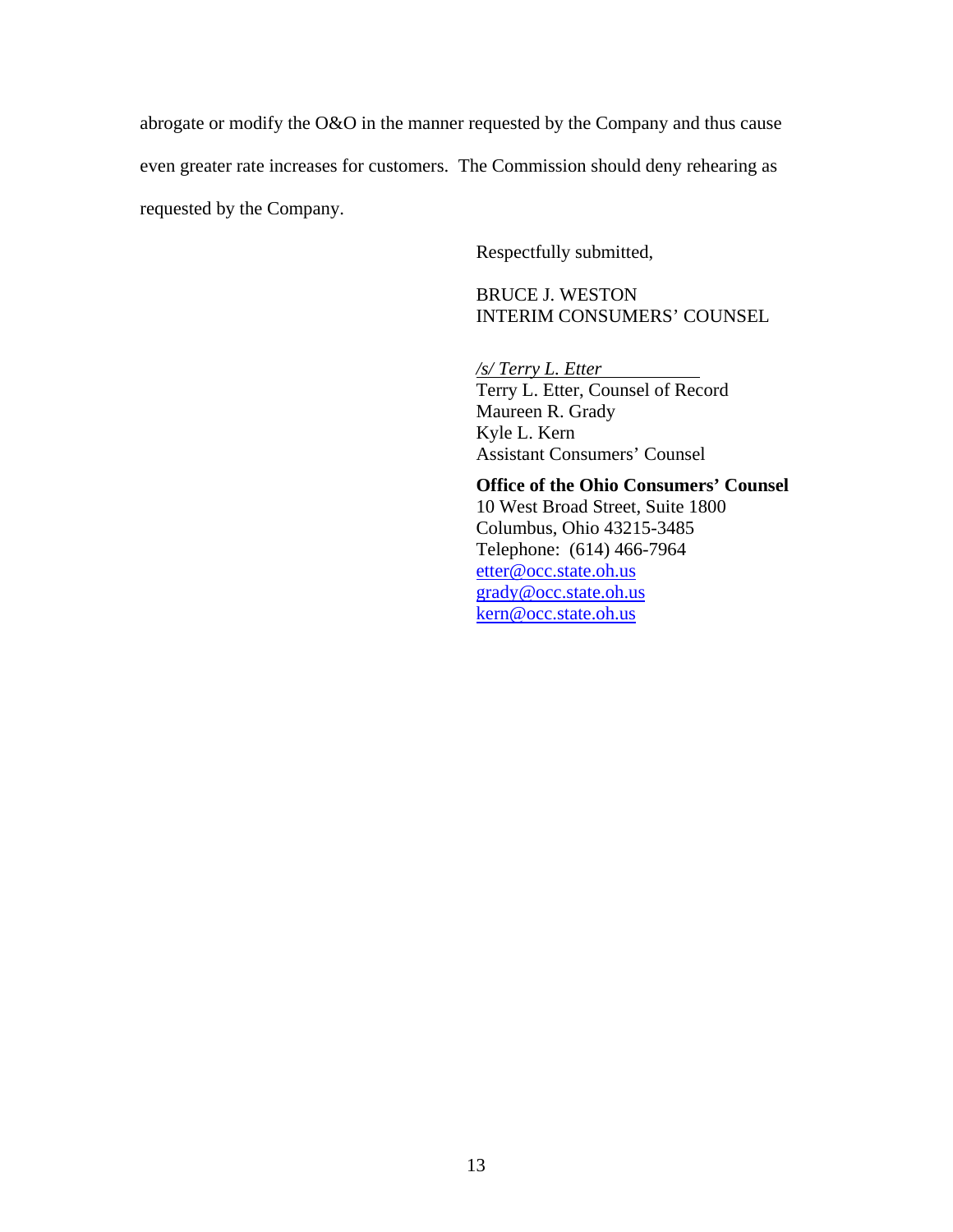abrogate or modify the O&O in the manner requested by the Company and thus cause even greater rate increases for customers. The Commission should deny rehearing as requested by the Company.

Respectfully submitted,

BRUCE J. WESTON
INTERIM CONSUMERS' COUNSEL

*/s/ Terry L. Etter*
Terry L. Etter, Counsel of Record
Maureen R. Grady
Kyle L. Kern
Assistant Consumers' Counsel

**Office of the Ohio Consumers' Counsel**
10 West Broad Street, Suite 1800
Columbus, Ohio 43215-3485
Telephone: (614) 466-7964
etter@occ.state.oh.us
grady@occ.state.oh.us
kern@occ.state.oh.us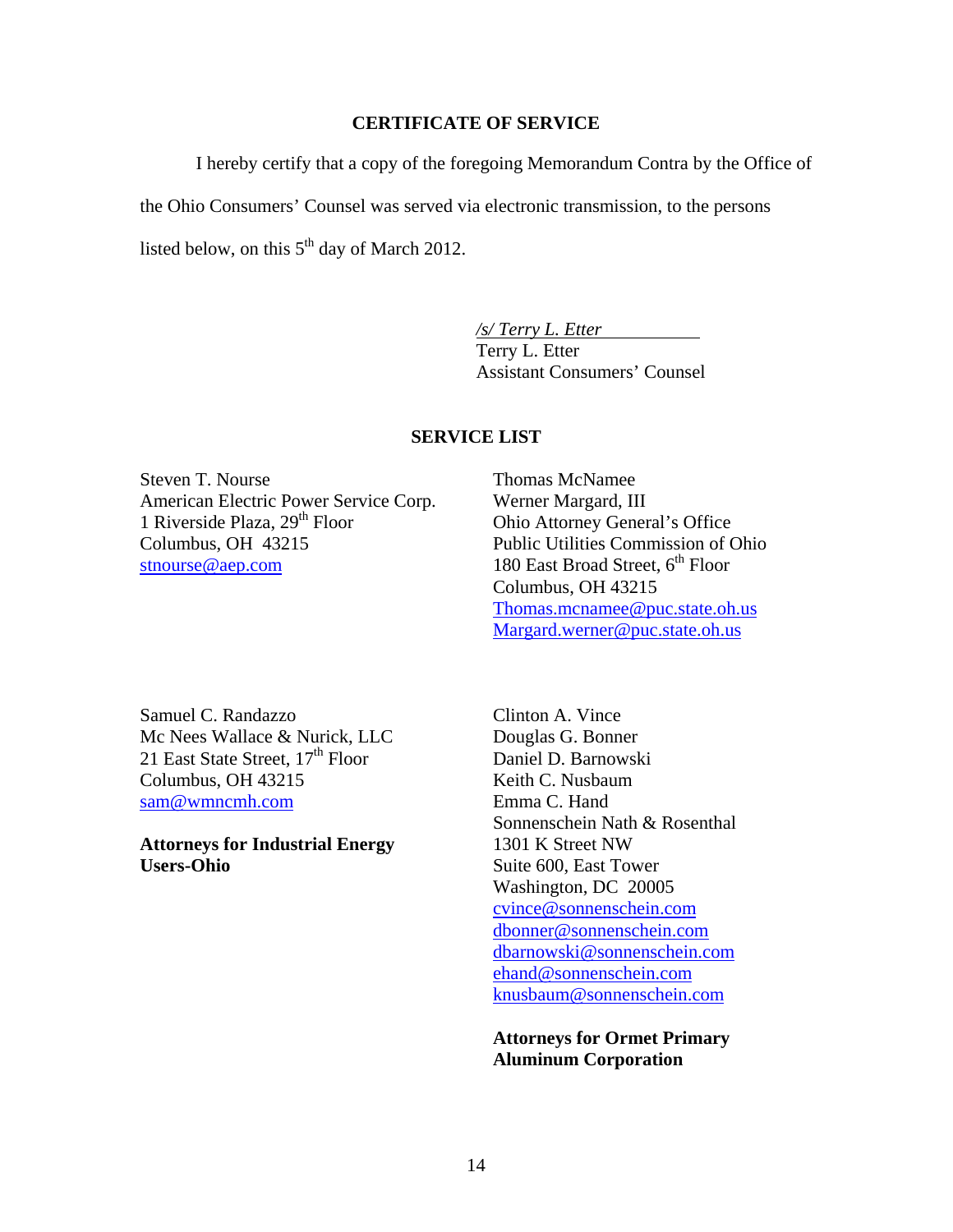**CERTIFICATE OF SERVICE**

I hereby certify that a copy of the foregoing Memorandum Contra by the Office of the Ohio Consumers' Counsel was served via electronic transmission, to the persons listed below, on this 5th day of March 2012.

*/s/ Terry L. Etter*
Terry L. Etter
Assistant Consumers' Counsel

**SERVICE LIST**

Steven T. Nourse
American Electric Power Service Corp.
1 Riverside Plaza, 29th Floor
Columbus, OH 43215
stnourse@aep.com

Thomas McNamee
Werner Margard, III
Ohio Attorney General's Office
Public Utilities Commission of Ohio
180 East Broad Street, 6th Floor
Columbus, OH 43215
Thomas.mcnamee@puc.state.oh.us
Margard.werner@puc.state.oh.us

Samuel C. Randazzo
Mc Nees Wallace & Nurick, LLC
21 East State Street, 17th Floor
Columbus, OH 43215
sam@wmncmh.com

**Attorneys for Industrial Energy Users-Ohio**

Clinton A. Vince
Douglas G. Bonner
Daniel D. Barnowski
Keith C. Nusbaum
Emma C. Hand
Sonnenschein Nath & Rosenthal
1301 K Street NW
Suite 600, East Tower
Washington, DC 20005
cvince@sonnenschein.com
dbonner@sonnenschein.com
dbarnowski@sonnenschein.com
ehand@sonnenschein.com
knusbaum@sonnenschein.com

**Attorneys for Ormet Primary Aluminum Corporation**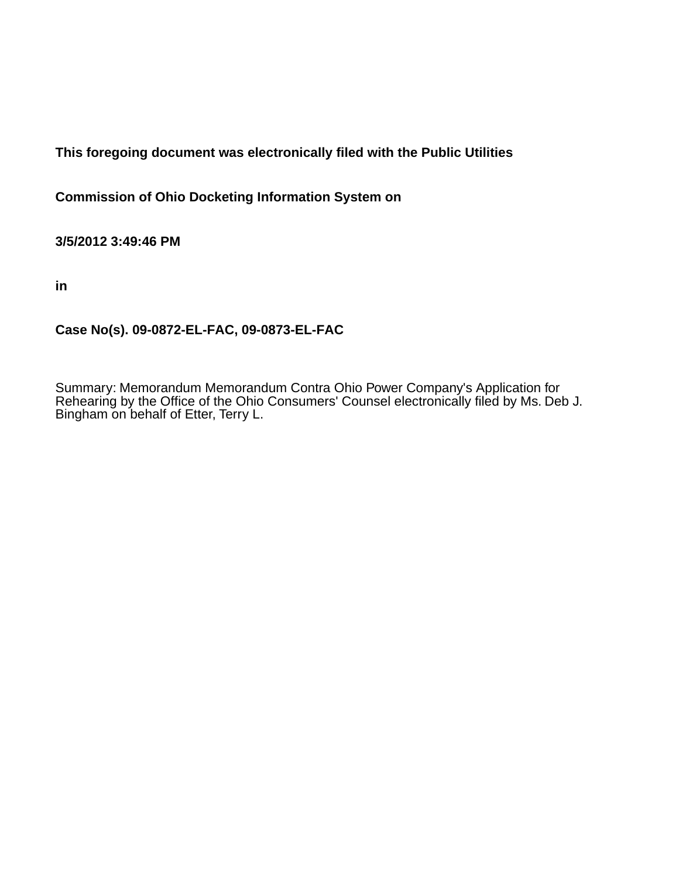**This foregoing document was electronically filed with the Public Utilities**

**Commission of Ohio Docketing Information System on**

**3/5/2012 3:49:46 PM**

**in**

**Case No(s). 09-0872-EL-FAC, 09-0873-EL-FAC**

Summary: Memorandum Memorandum Contra Ohio Power Company's Application for Rehearing by the Office of the Ohio Consumers' Counsel electronically filed by Ms. Deb J. Bingham on behalf of Etter, Terry L.